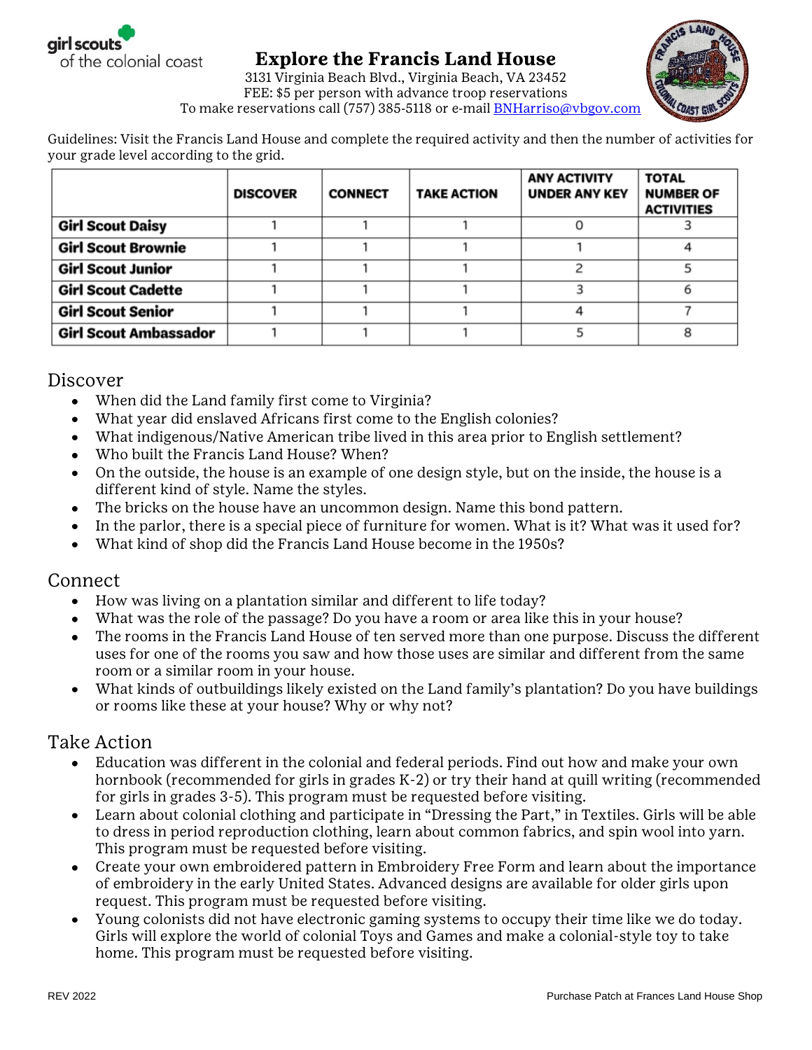girl scouts of the colonial coast

# Explore the Francis Land House

3131 Virginia Beach Blvd., Virginia Beach, VA 23452
FEE: $5 per person with advance troop reservations
To make reservations call (757) 385-5118 or e-mail BNHarriso@vbgov.com

Guidelines: Visit the Francis Land House and complete the required activity and then the number of activities for your grade level according to the grid.

| | DISCOVER | CONNECT | TAKE ACTION | ANY ACTIVITY UNDER ANY KEY | TOTAL NUMBER OF ACTIVITIES |
|---|---|---|---|---|---|
| **Girl Scout Daisy** | 1 | 1 | 1 | 0 | 3 |
| **Girl Scout Brownie** | 1 | 1 | 1 | 1 | 4 |
| **Girl Scout Junior** | 1 | 1 | 1 | 2 | 5 |
| **Girl Scout Cadette** | 1 | 1 | 1 | 3 | 6 |
| **Girl Scout Senior** | 1 | 1 | 1 | 4 | 7 |
| **Girl Scout Ambassador** | 1 | 1 | 1 | 5 | 8 |

## Discover

- When did the Land family first come to Virginia?
- What year did enslaved Africans first come to the English colonies?
- What indigenous/Native American tribe lived in this area prior to English settlement?
- Who built the Francis Land House? When?
- On the outside, the house is an example of one design style, but on the inside, the house is a different kind of style. Name the styles.
- The bricks on the house have an uncommon design. Name this bond pattern.
- In the parlor, there is a special piece of furniture for women. What is it? What was it used for?
- What kind of shop did the Francis Land House become in the 1950s?

## Connect

- How was living on a plantation similar and different to life today?
- What was the role of the passage? Do you have a room or area like this in your house?
- The rooms in the Francis Land House of ten served more than one purpose. Discuss the different uses for one of the rooms you saw and how those uses are similar and different from the same room or a similar room in your house.
- What kinds of outbuildings likely existed on the Land family's plantation? Do you have buildings or rooms like these at your house? Why or why not?

## Take Action

- Education was different in the colonial and federal periods. Find out how and make your own hornbook (recommended for girls in grades K-2) or try their hand at quill writing (recommended for girls in grades 3-5). This program must be requested before visiting.
- Learn about colonial clothing and participate in "Dressing the Part," in Textiles. Girls will be able to dress in period reproduction clothing, learn about common fabrics, and spin wool into yarn. This program must be requested before visiting.
- Create your own embroidered pattern in Embroidery Free Form and learn about the importance of embroidery in the early United States. Advanced designs are available for older girls upon request. This program must be requested before visiting.
- Young colonists did not have electronic gaming systems to occupy their time like we do today. Girls will explore the world of colonial Toys and Games and make a colonial-style toy to take home. This program must be requested before visiting.

REV 2022

Purchase Patch at Frances Land House Shop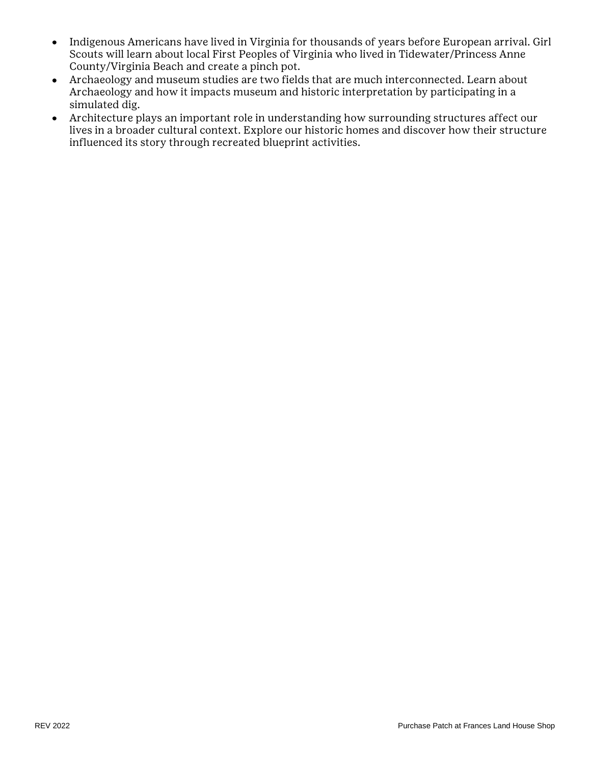- Indigenous Americans have lived in Virginia for thousands of years before European arrival. Girl Scouts will learn about local First Peoples of Virginia who lived in Tidewater/Princess Anne County/Virginia Beach and create a pinch pot.
- Archaeology and museum studies are two fields that are much interconnected. Learn about Archaeology and how it impacts museum and historic interpretation by participating in a simulated dig.
- Architecture plays an important role in understanding how surrounding structures affect our lives in a broader cultural context. Explore our historic homes and discover how their structure influenced its story through recreated blueprint activities.